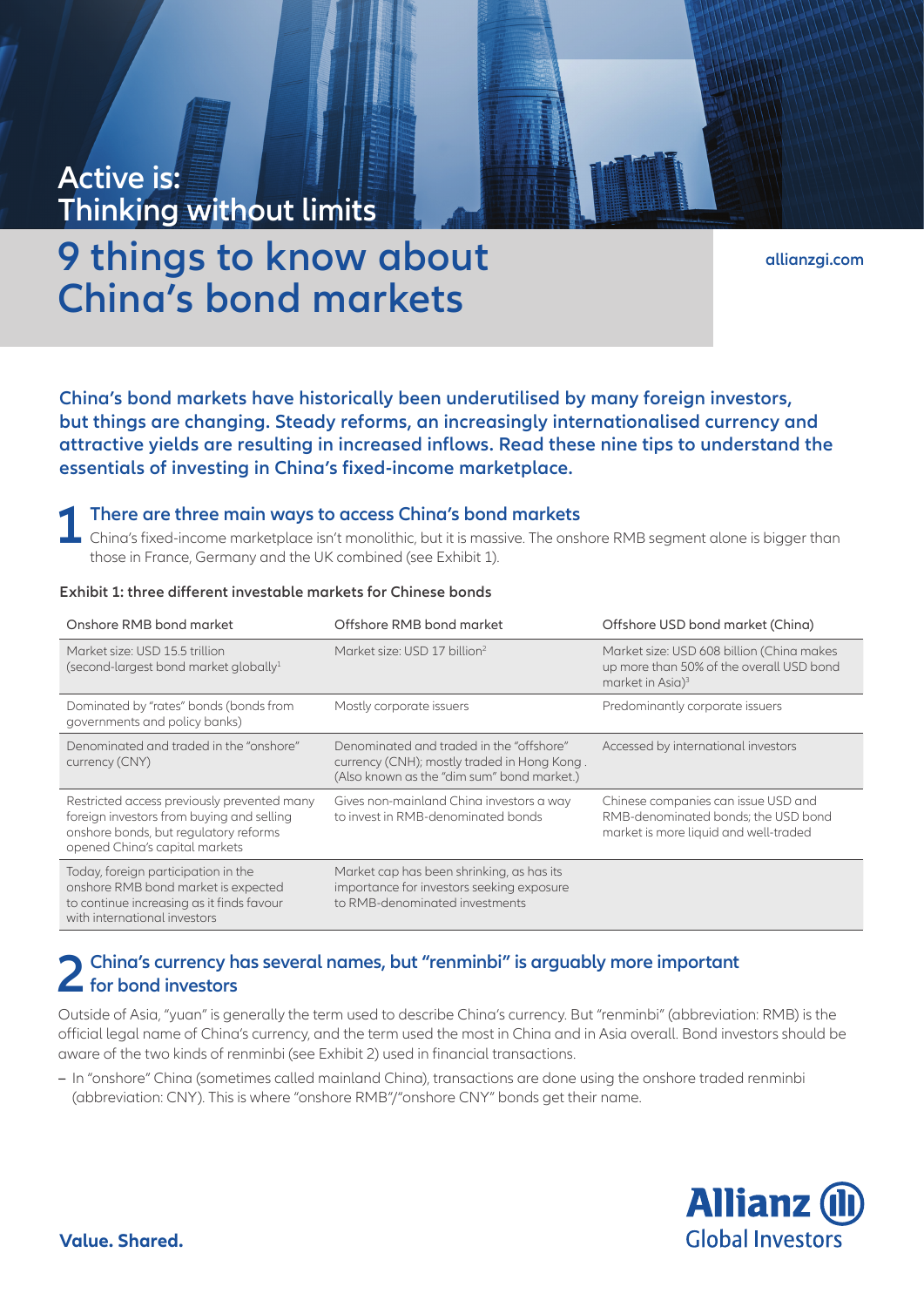Active is:
Thinking without limits

# 9 things to know about China's bond markets

allianzgi.com

**China's bond markets have historically been underutilised by many foreign investors, but things are changing. Steady reforms, an increasingly internationalised currency and attractive yields are resulting in increased inflows. Read these nine tips to understand the essentials of investing in China's fixed-income marketplace.**

## 1 There are three main ways to access China's bond markets

China's fixed-income marketplace isn't monolithic, but it is massive. The onshore RMB segment alone is bigger than those in France, Germany and the UK combined (see Exhibit 1).

**Exhibit 1: three different investable markets for Chinese bonds**

| Onshore RMB bond market | Offshore RMB bond market | Offshore USD bond market (China) |
|---|---|---|
| Market size: USD 15.5 trillion (second-largest bond market globally[1] | Market size: USD 17 billion[2] | Market size: USD 608 billion (China makes up more than 50% of the overall USD bond market in Asia)[3] |
| Dominated by "rates" bonds (bonds from governments and policy banks) | Mostly corporate issuers | Predominantly corporate issuers |
| Denominated and traded in the "onshore" currency (CNY) | Denominated and traded in the "offshore" currency (CNH); mostly traded in Hong Kong . (Also known as the "dim sum" bond market.) | Accessed by international investors |
| Restricted access previously prevented many foreign investors from buying and selling onshore bonds, but regulatory reforms opened China's capital markets | Gives non-mainland China investors a way to invest in RMB-denominated bonds | Chinese companies can issue USD and RMB-denominated bonds; the USD bond market is more liquid and well-traded |
| Today, foreign participation in the onshore RMB bond market is expected to continue increasing as it finds favour with international investors | Market cap has been shrinking, as has its importance for investors seeking exposure to RMB-denominated investments | |

## 2 China's currency has several names, but "renminbi" is arguably more important for bond investors

Outside of Asia, "yuan" is generally the term used to describe China's currency. But "renminbi" (abbreviation: RMB) is the official legal name of China's currency, and the term used the most in China and in Asia overall. Bond investors should be aware of the two kinds of renminbi (see Exhibit 2) used in financial transactions.

- In "onshore" China (sometimes called mainland China), transactions are done using the onshore traded renminbi (abbreviation: CNY). This is where "onshore RMB"/"onshore CNY" bonds get their name.

**Value. Shared.**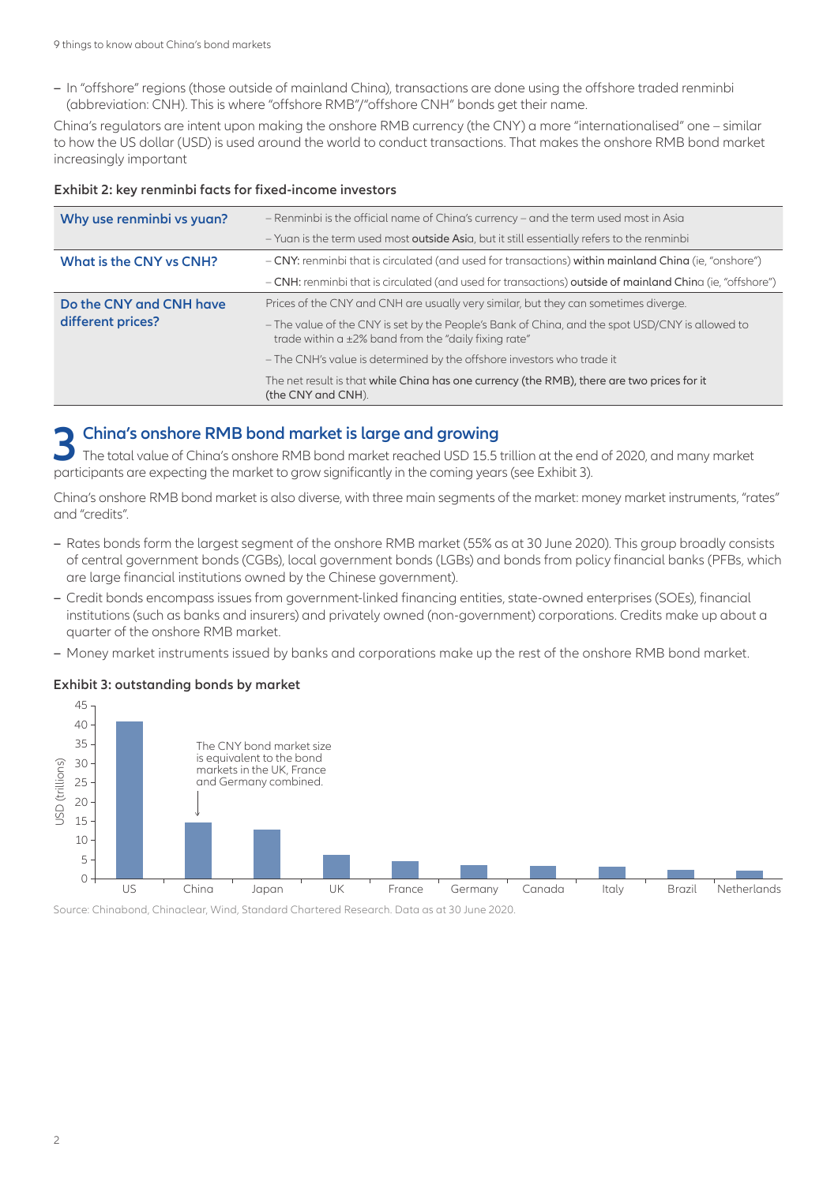- In "offshore" regions (those outside of mainland China), transactions are done using the offshore traded renminbi (abbreviation: CNH). This is where "offshore RMB"/"offshore CNH" bonds get their name.

China's regulators are intent upon making the onshore RMB currency (the CNY) a more "internationalised" one – similar to how the US dollar (USD) is used around the world to conduct transactions. That makes the onshore RMB bond market increasingly important

**Exhibit 2: key renminbi facts for fixed-income investors**

| | |
|---|---|
| **Why use renminbi vs yuan?** | – Renminbi is the official name of China's currency – and the term used most in Asia<br>– Yuan is the term used most **outside Asia**, but it still essentially refers to the renminbi |
| **What is the CNY vs CNH?** | – **CNY:** renminbi that is circulated (and used for transactions) **within mainland China** (ie, "onshore")<br>– **CNH:** renminbi that is circulated (and used for transactions) **outside of mainland China** (ie, "offshore") |
| **Do the CNY and CNH have different prices?** | Prices of the CNY and CNH are usually very similar, but they can sometimes diverge.<br>– The value of the CNY is set by the People's Bank of China, and the spot USD/CNY is allowed to trade within a ±2% band from the "daily fixing rate"<br>– The CNH's value is determined by the offshore investors who trade it<br>The net result is that **while China has one currency (the RMB), there are two prices for it** (the CNY and CNH). |

## 3 China's onshore RMB bond market is large and growing

The total value of China's onshore RMB bond market reached USD 15.5 trillion at the end of 2020, and many market participants are expecting the market to grow significantly in the coming years (see Exhibit 3).

China's onshore RMB bond market is also diverse, with three main segments of the market: money market instruments, "rates" and "credits".

- Rates bonds form the largest segment of the onshore RMB market (55% as at 30 June 2020). This group broadly consists of central government bonds (CGBs), local government bonds (LGBs) and bonds from policy financial banks (PFBs, which are large financial institutions owned by the Chinese government).
- Credit bonds encompass issues from government-linked financing entities, state-owned enterprises (SOEs), financial institutions (such as banks and insurers) and privately owned (non-government) corporations. Credits make up about a quarter of the onshore RMB market.
- Money market instruments issued by banks and corporations make up the rest of the onshore RMB bond market.

**Exhibit 3: outstanding bonds by market**

USD (trillions); bars: US, China, Japan, UK, France, Germany, Canada, Italy, Brazil, Netherlands (axis 0–45)

The CNY bond market size is equivalent to the bond markets in the UK, France and Germany combined.

Source: Chinabond, Chinaclear, Wind, Standard Chartered Research. Data as at 30 June 2020.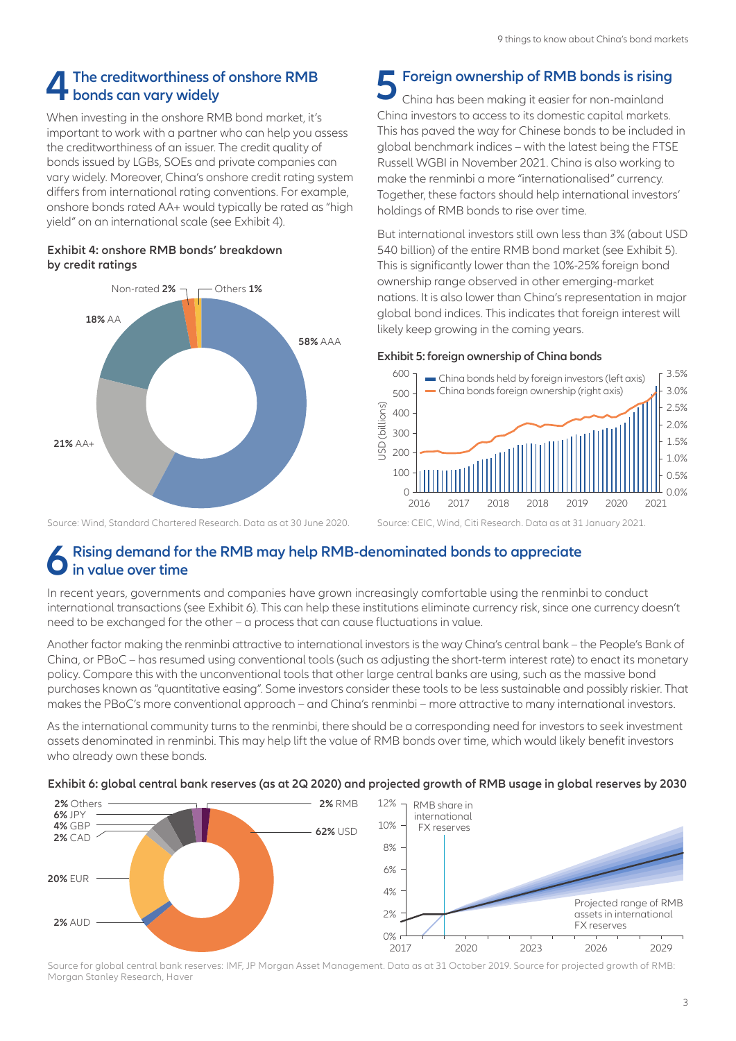## 4 The creditworthiness of onshore RMB bonds can vary widely

When investing in the onshore RMB bond market, it's important to work with a partner who can help you assess the creditworthiness of an issuer. The credit quality of bonds issued by LGBs, SOEs and private companies can vary widely. Moreover, China's onshore credit rating system differs from international rating conventions. For example, onshore bonds rated AA+ would typically be rated as "high yield" on an international scale (see Exhibit 4).

**Exhibit 4: onshore RMB bonds' breakdown by credit ratings**

| Rating | Share |
|---|---|
| AAA | 58% |
| AA+ | 21% |
| AA | 18% |
| Non-rated | 2% |
| Others | 1% |

Source: Wind, Standard Chartered Research. Data as at 30 June 2020.

## 5 Foreign ownership of RMB bonds is rising

China has been making it easier for non-mainland China investors to access to its domestic capital markets. This has paved the way for Chinese bonds to be included in global benchmark indices – with the latest being the FTSE Russell WGBI in November 2021. China is also working to make the renminbi a more "internationalised" currency. Together, these factors should help international investors' holdings of RMB bonds to rise over time.

But international investors still own less than 3% (about USD 540 billion) of the entire RMB bond market (see Exhibit 5). This is significantly lower than the 10%-25% foreign bond ownership range observed in other emerging-market nations. It is also lower than China's representation in major global bond indices. This indicates that foreign interest will likely keep growing in the coming years.

**Exhibit 5: foreign ownership of China bonds**

- China bonds held by foreign investors (left axis)
- China bonds foreign ownership (right axis)

Source: CEIC, Wind, Citi Research. Data as at 31 January 2021.

## 6 Rising demand for the RMB may help RMB-denominated bonds to appreciate in value over time

In recent years, governments and companies have grown increasingly comfortable using the renminbi to conduct international transactions (see Exhibit 6). This can help these institutions eliminate currency risk, since one currency doesn't need to be exchanged for the other – a process that can cause fluctuations in value.

Another factor making the renminbi attractive to international investors is the way China's central bank – the People's Bank of China, or PBoC – has resumed using conventional tools (such as adjusting the short-term interest rate) to enact its monetary policy. Compare this with the unconventional tools that other large central banks are using, such as the massive bond purchases known as "quantitative easing". Some investors consider these tools to be less sustainable and possibly riskier. That makes the PBoC's more conventional approach – and China's renminbi – more attractive to many international investors.

As the international community turns to the renminbi, there should be a corresponding need for investors to seek investment assets denominated in renminbi. This may help lift the value of RMB bonds over time, which would likely benefit investors who already own these bonds.

**Exhibit 6: global central bank reserves (as at 2Q 2020) and projected growth of RMB usage in global reserves by 2030**

| Currency | Share |
|---|---|
| USD | 62% |
| EUR | 20% |
| JPY | 6% |
| GBP | 4% |
| RMB | 2% |
| AUD | 2% |
| CAD | 2% |
| Others | 2% |

RMB share in international FX reserves; Projected range of RMB assets in international FX reserves

Source for global central bank reserves: IMF, JP Morgan Asset Management. Data as at 31 October 2019. Source for projected growth of RMB: Morgan Stanley Research, Haver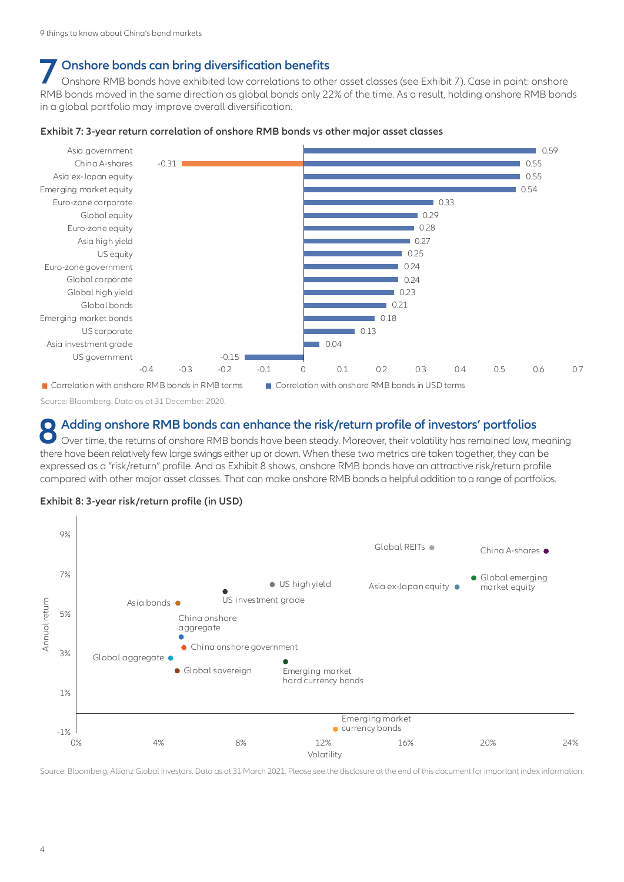## 7 Onshore bonds can bring diversification benefits

Onshore RMB bonds have exhibited low correlations to other asset classes (see Exhibit 7). Case in point: onshore RMB bonds moved in the same direction as global bonds only 22% of the time. As a result, holding onshore RMB bonds in a global portfolio may improve overall diversification.

**Exhibit 7: 3-year return correlation of onshore RMB bonds vs other major asset classes**

| Asset class | Correlation |
|---|---|
| Asia government | 0.59 |
| China A-shares | -0.31 |
| Asia ex-Japan equity | 0.55 |
| Emerging market equity | 0.54 |
| Euro-zone corporate | 0.33 |
| Global equity | 0.29 |
| Euro-zone equity | 0.28 |
| Asia high yield | 0.27 |
| US equity | 0.25 |
| Euro-zone government | 0.24 |
| Global corporate | 0.24 |
| Global high yield | 0.23 |
| Global bonds | 0.21 |
| Emerging market bonds | 0.18 |
| US corporate | 0.13 |
| Asia investment grade | 0.04 |
| US government | -0.15 |

■ Correlation with onshore RMB bonds in RMB terms ■ Correlation with onshore RMB bonds in USD terms

Source: Bloomberg. Data as at 31 December 2020.

## 8 Adding onshore RMB bonds can enhance the risk/return profile of investors' portfolios

Over time, the returns of onshore RMB bonds have been steady. Moreover, their volatility has remained low, meaning there have been relatively few large swings either up or down. When these two metrics are taken together, they can be expressed as a "risk/return" profile. And as Exhibit 8 shows, onshore RMB bonds have an attractive risk/return profile compared with other major asset classes. That can make onshore RMB bonds a helpful addition to a range of portfolios.

**Exhibit 8: 3-year risk/return profile (in USD)**

Chart labels (Volatility vs Annual return): Global REITs; China A-shares; Global emerging market equity; Asia ex-Japan equity; US high yield; US investment grade; Asia bonds; China onshore aggregate; China onshore government; Global aggregate; Global sovereign; Emerging market hard currency bonds; Emerging market currency bonds

Source: Bloomberg, Allianz Global Investors. Data as at 31 March 2021. Please see the disclosure at the end of this document for important index information.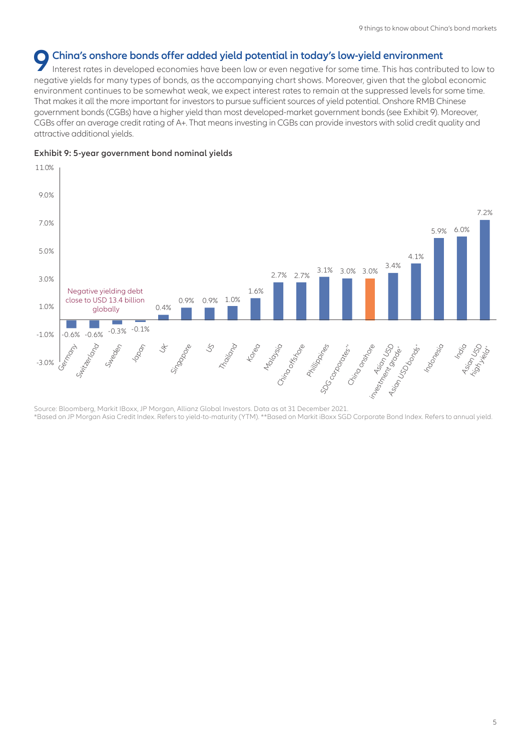## 9 China's onshore bonds offer added yield potential in today's low-yield environment

Interest rates in developed economies have been low or even negative for some time. This has contributed to low to negative yields for many types of bonds, as the accompanying chart shows. Moreover, given that the global economic environment continues to be somewhat weak, we expect interest rates to remain at the suppressed levels for some time. That makes it all the more important for investors to pursue sufficient sources of yield potential. Onshore RMB Chinese government bonds (CGBs) have a higher yield than most developed-market government bonds (see Exhibit 9). Moreover, CGBs offer an average credit rating of A+. That means investing in CGBs can provide investors with solid credit quality and attractive additional yields.

**Exhibit 9: 5-year government bond nominal yields**

| Market | Yield |
|---|---|
| Germany | -0.6% |
| Switzerland | -0.6% |
| Sweden | -0.3% |
| Japan | -0.1% |
| UK | 0.4% |
| Singapore | 0.9% |
| US | 0.9% |
| Thailand | 1.0% |
| Korea | 1.6% |
| Malaysia | 2.7% |
| China offshore | 2.7% |
| Phillippines | 3.1% |
| SGD corporates** | 3.0% |
| China onshore | 3.0% |
| Asian USD investment grade* | 3.4% |
| Asian USD bonds* | 4.1% |
| Indonesia | 5.9% |
| India | 6.0% |
| Asian USD high yield* | 7.2% |

Negative yielding debt close to USD 13.4 billion globally

Source: Bloomberg, Markit IBoxx, JP Morgan, Allianz Global Investors. Data as at 31 December 2021.
*Based on JP Morgan Asia Credit Index. Refers to yield-to-maturity (YTM). **Based on Markit iBoxx SGD Corporate Bond Index. Refers to annual yield.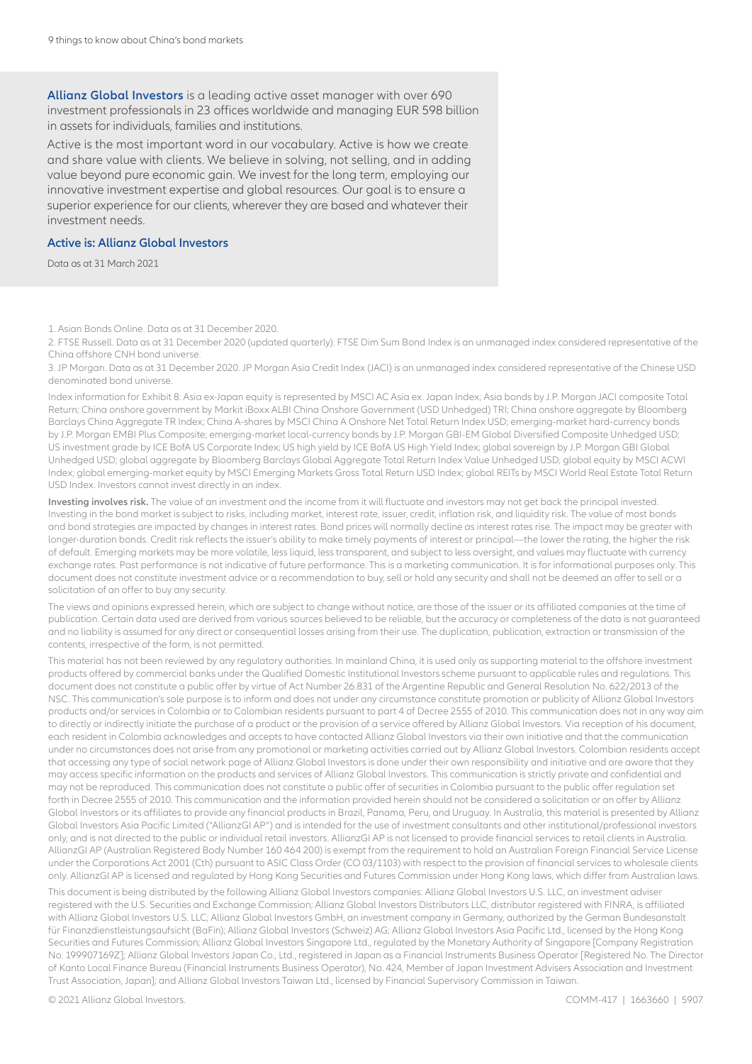**Allianz Global Investors** is a leading active asset manager with over 690 investment professionals in 23 offices worldwide and managing EUR 598 billion in assets for individuals, families and institutions.

Active is the most important word in our vocabulary. Active is how we create and share value with clients. We believe in solving, not selling, and in adding value beyond pure economic gain. We invest for the long term, employing our innovative investment expertise and global resources. Our goal is to ensure a superior experience for our clients, wherever they are based and whatever their investment needs.

**Active is: Allianz Global Investors**

Data as at 31 March 2021

1. Asian Bonds Online. Data as at 31 December 2020.
2. FTSE Russell. Data as at 31 December 2020 (updated quarterly). FTSE Dim Sum Bond Index is an unmanaged index considered representative of the China offshore CNH bond universe.
3. JP Morgan. Data as at 31 December 2020. JP Morgan Asia Credit Index (JACI) is an unmanaged index considered representative of the Chinese USD denominated bond universe.

Index information for Exhibit 8: Asia ex-Japan equity is represented by MSCI AC Asia ex. Japan Index; Asia bonds by J.P. Morgan JACI composite Total Return; China onshore government by Markit iBoxx ALBI China Onshore Government (USD Unhedged) TRI; China onshore aggregate by Bloomberg Barclays China Aggregate TR Index; China A-shares by MSCI China A Onshore Net Total Return Index USD; emerging-market hard-currency bonds by J.P. Morgan EMBI Plus Composite; emerging-market local-currency bonds by J.P. Morgan GBI-EM Global Diversified Composite Unhedged USD; US investment grade by ICE BofA US Corporate Index; US high yield by ICE BofA US High Yield Index; global sovereign by J.P. Morgan GBI Global Unhedged USD; global aggregate by Bloomberg Barclays Global Aggregate Total Return Index Value Unhedged USD; global equity by MSCI ACWI Index; global emerging-market equity by MSCI Emerging Markets Gross Total Return USD Index; global REITs by MSCI World Real Estate Total Return USD Index. Investors cannot invest directly in an index.

**Investing involves risk.** The value of an investment and the income from it will fluctuate and investors may not get back the principal invested. Investing in the bond market is subject to risks, including market, interest rate, issuer, credit, inflation risk, and liquidity risk. The value of most bonds and bond strategies are impacted by changes in interest rates. Bond prices will normally decline as interest rates rise. The impact may be greater with longer-duration bonds. Credit risk reflects the issuer's ability to make timely payments of interest or principal—the lower the rating, the higher the risk of default. Emerging markets may be more volatile, less liquid, less transparent, and subject to less oversight, and values may fluctuate with currency exchange rates. Past performance is not indicative of future performance. This is a marketing communication. It is for informational purposes only. This document does not constitute investment advice or a recommendation to buy, sell or hold any security and shall not be deemed an offer to sell or a solicitation of an offer to buy any security.

The views and opinions expressed herein, which are subject to change without notice, are those of the issuer or its affiliated companies at the time of publication. Certain data used are derived from various sources believed to be reliable, but the accuracy or completeness of the data is not guaranteed and no liability is assumed for any direct or consequential losses arising from their use. The duplication, publication, extraction or transmission of the contents, irrespective of the form, is not permitted.

This material has not been reviewed by any regulatory authorities. In mainland China, it is used only as supporting material to the offshore investment products offered by commercial banks under the Qualified Domestic Institutional Investors scheme pursuant to applicable rules and regulations. This document does not constitute a public offer by virtue of Act Number 26.831 of the Argentine Republic and General Resolution No. 622/2013 of the NSC. This communication's sole purpose is to inform and does not under any circumstance constitute promotion or publicity of Allianz Global Investors products and/or services in Colombia or to Colombian residents pursuant to part 4 of Decree 2555 of 2010. This communication does not in any way aim to directly or indirectly initiate the purchase of a product or the provision of a service offered by Allianz Global Investors. Via reception of his document, each resident in Colombia acknowledges and accepts to have contacted Allianz Global Investors via their own initiative and that the communication under no circumstances does not arise from any promotional or marketing activities carried out by Allianz Global Investors. Colombian residents accept that accessing any type of social network page of Allianz Global Investors is done under their own responsibility and initiative and are aware that they may access specific information on the products and services of Allianz Global Investors. This communication is strictly private and confidential and may not be reproduced. This communication does not constitute a public offer of securities in Colombia pursuant to the public offer regulation set forth in Decree 2555 of 2010. This communication and the information provided herein should not be considered a solicitation or an offer by Allianz Global Investors or its affiliates to provide any financial products in Brazil, Panama, Peru, and Uruguay. In Australia, this material is presented by Allianz Global Investors Asia Pacific Limited ("AllianzGI AP") and is intended for the use of investment consultants and other institutional/professional investors only, and is not directed to the public or individual retail investors. AllianzGI AP is not licensed to provide financial services to retail clients in Australia. AllianzGI AP (Australian Registered Body Number 160 464 200) is exempt from the requirement to hold an Australian Foreign Financial Service License under the Corporations Act 2001 (Cth) pursuant to ASIC Class Order (CO 03/1103) with respect to the provision of financial services to wholesale clients only. AllianzGI AP is licensed and regulated by Hong Kong Securities and Futures Commission under Hong Kong laws, which differ from Australian laws.

This document is being distributed by the following Allianz Global Investors companies: Allianz Global Investors U.S. LLC, an investment adviser registered with the U.S. Securities and Exchange Commission; Allianz Global Investors Distributors LLC, distributor registered with FINRA, is affiliated with Allianz Global Investors U.S. LLC; Allianz Global Investors GmbH, an investment company in Germany, authorized by the German Bundesanstalt für Finanzdienstleistungsaufsicht (BaFin); Allianz Global Investors (Schweiz) AG; Allianz Global Investors Asia Pacific Ltd., licensed by the Hong Kong Securities and Futures Commission; Allianz Global Investors Singapore Ltd., regulated by the Monetary Authority of Singapore [Company Registration No. 199907169Z]; Allianz Global Investors Japan Co., Ltd., registered in Japan as a Financial Instruments Business Operator [Registered No. The Director of Kanto Local Finance Bureau (Financial Instruments Business Operator), No. 424, Member of Japan Investment Advisers Association and Investment Trust Association, Japan]; and Allianz Global Investors Taiwan Ltd., licensed by Financial Supervisory Commission in Taiwan.

© 2021 Allianz Global Investors.

COMM-417 | 1663660 | 5907